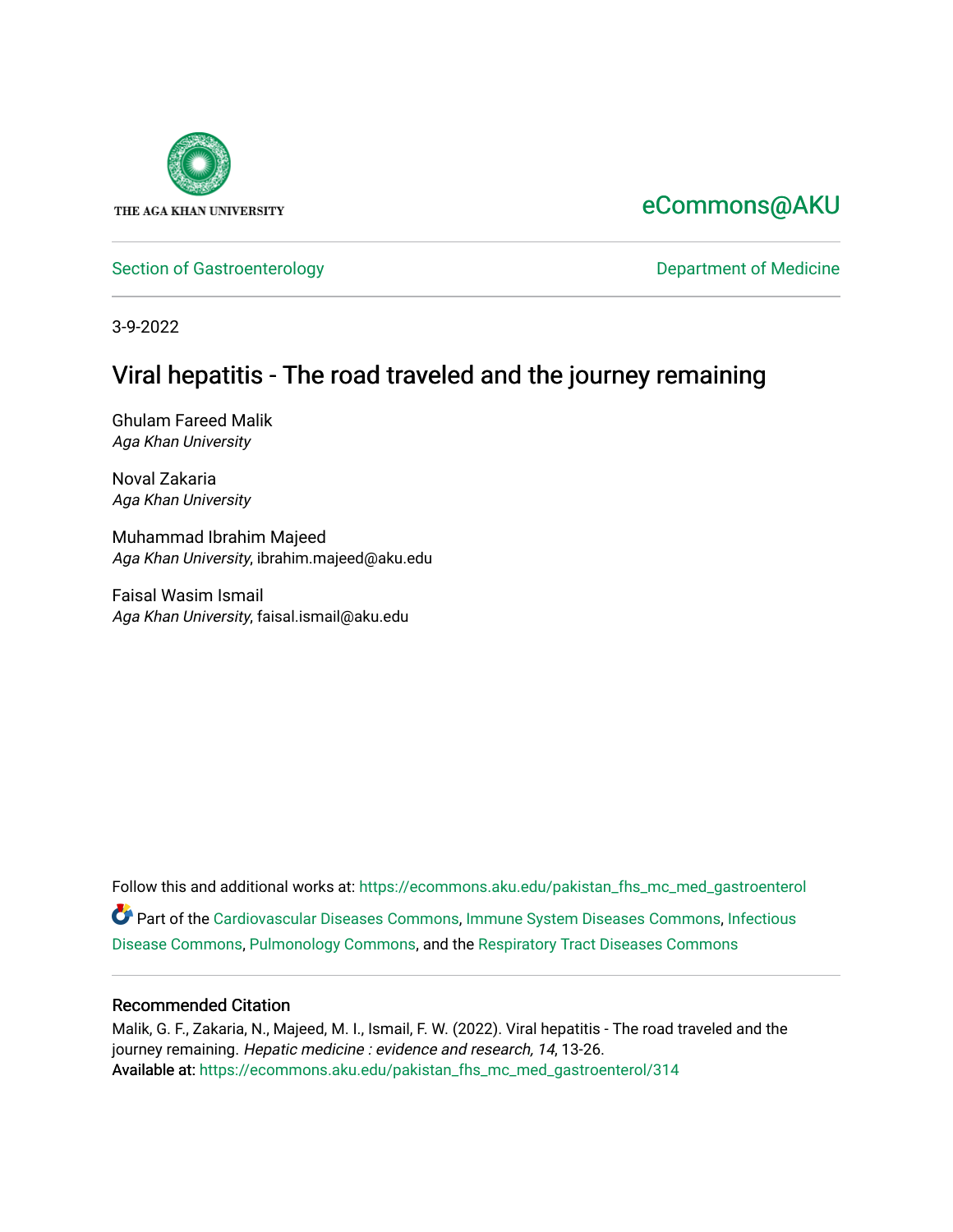THE AGA KHAN UNIVERSITY

eCommons@AKU

Section of Gastroenterology | Department of Medicine

3-9-2022

# Viral hepatitis - The road traveled and the journey remaining

Ghulam Fareed Malik
*Aga Khan University*

Noval Zakaria
*Aga Khan University*

Muhammad Ibrahim Majeed
*Aga Khan University*, ibrahim.majeed@aku.edu

Faisal Wasim Ismail
*Aga Khan University*, faisal.ismail@aku.edu

Follow this and additional works at: https://ecommons.aku.edu/pakistan_fhs_mc_med_gastroenterol

Part of the Cardiovascular Diseases Commons, Immune System Diseases Commons, Infectious Disease Commons, Pulmonology Commons, and the Respiratory Tract Diseases Commons

## Recommended Citation

Malik, G. F., Zakaria, N., Majeed, M. I., Ismail, F. W. (2022). Viral hepatitis - The road traveled and the journey remaining. *Hepatic medicine : evidence and research, 14*, 13-26.
Available at: https://ecommons.aku.edu/pakistan_fhs_mc_med_gastroenterol/314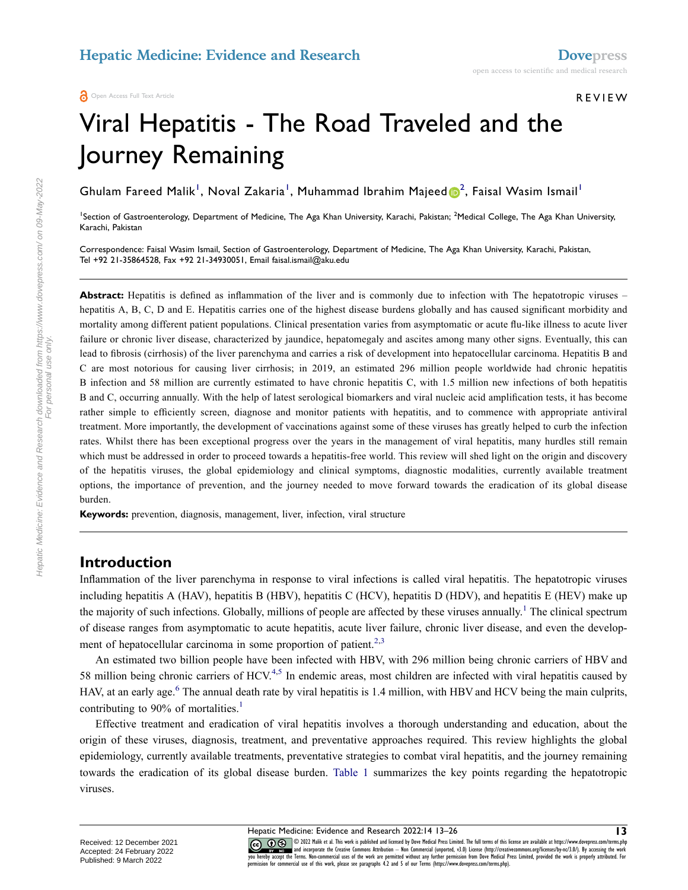Open Access Full Text Article

REVIEW

# Viral Hepatitis - The Road Traveled and the Journey Remaining

Ghulam Fareed Malik[1], Noval Zakaria[1], Muhammad Ibrahim Majeed[2], Faisal Wasim Ismail[1]

[1]Section of Gastroenterology, Department of Medicine, The Aga Khan University, Karachi, Pakistan; [2]Medical College, The Aga Khan University, Karachi, Pakistan

Correspondence: Faisal Wasim Ismail, Section of Gastroenterology, Department of Medicine, The Aga Khan University, Karachi, Pakistan, Tel +92 21-35864528, Fax +92 21-34930051, Email faisal.ismail@aku.edu

**Abstract:** Hepatitis is defined as inflammation of the liver and is commonly due to infection with The hepatotropic viruses – hepatitis A, B, C, D and E. Hepatitis carries one of the highest disease burdens globally and has caused significant morbidity and mortality among different patient populations. Clinical presentation varies from asymptomatic or acute flu-like illness to acute liver failure or chronic liver disease, characterized by jaundice, hepatomegaly and ascites among many other signs. Eventually, this can lead to fibrosis (cirrhosis) of the liver parenchyma and carries a risk of development into hepatocellular carcinoma. Hepatitis B and C are most notorious for causing liver cirrhosis; in 2019, an estimated 296 million people worldwide had chronic hepatitis B infection and 58 million are currently estimated to have chronic hepatitis C, with 1.5 million new infections of both hepatitis B and C, occurring annually. With the help of latest serological biomarkers and viral nucleic acid amplification tests, it has become rather simple to efficiently screen, diagnose and monitor patients with hepatitis, and to commence with appropriate antiviral treatment. More importantly, the development of vaccinations against some of these viruses has greatly helped to curb the infection rates. Whilst there has been exceptional progress over the years in the management of viral hepatitis, many hurdles still remain which must be addressed in order to proceed towards a hepatitis-free world. This review will shed light on the origin and discovery of the hepatitis viruses, the global epidemiology and clinical symptoms, diagnostic modalities, currently available treatment options, the importance of prevention, and the journey needed to move forward towards the eradication of its global disease burden.

**Keywords:** prevention, diagnosis, management, liver, infection, viral structure

## Introduction

Inflammation of the liver parenchyma in response to viral infections is called viral hepatitis. The hepatotropic viruses including hepatitis A (HAV), hepatitis B (HBV), hepatitis C (HCV), hepatitis D (HDV), and hepatitis E (HEV) make up the majority of such infections. Globally, millions of people are affected by these viruses annually.[1] The clinical spectrum of disease ranges from asymptomatic to acute hepatitis, acute liver failure, chronic liver disease, and even the development of hepatocellular carcinoma in some proportion of patient.[2,3]

An estimated two billion people have been infected with HBV, with 296 million being chronic carriers of HBV and 58 million being chronic carriers of HCV.[4,5] In endemic areas, most children are infected with viral hepatitis caused by HAV, at an early age.[6] The annual death rate by viral hepatitis is 1.4 million, with HBV and HCV being the main culprits, contributing to 90% of mortalities.[1]

Effective treatment and eradication of viral hepatitis involves a thorough understanding and education, about the origin of these viruses, diagnosis, treatment, and preventative approaches required. This review highlights the global epidemiology, currently available treatments, preventative strategies to combat viral hepatitis, and the journey remaining towards the eradication of its global disease burden. Table 1 summarizes the key points regarding the hepatotropic viruses.

Received: 12 December 2021
Accepted: 24 February 2022
Published: 9 March 2022

© 2022 Malik et al. This work is published and licensed by Dove Medical Press Limited. The full terms of this license are available at https://www.dovepress.com/terms.php and incorporate the Creative Commons Attribution – Non Commercial (unported, v3.0) License (http://creativecommons.org/licenses/by-nc/3.0/). By accessing the work you hereby accept the Terms. Non-commercial uses of the work are permitted without any further permission from Dove Medical Press Limited, provided the work is properly attributed. For permission for commercial use of this work, please see paragraphs 4.2 and 5 of our Terms (https://www.dovepress.com/terms.php).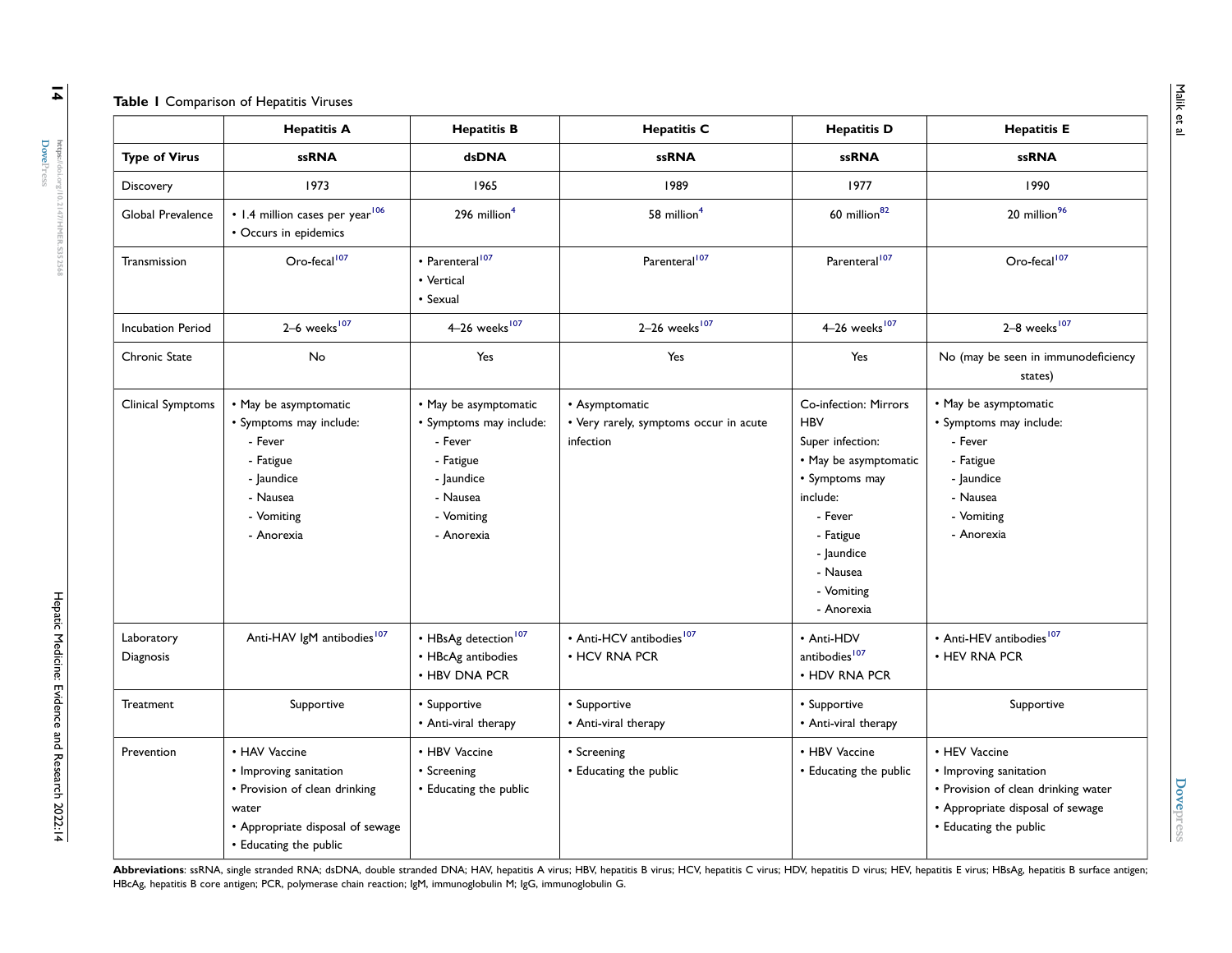**Table 1** Comparison of Hepatitis Viruses

| | Hepatitis A | Hepatitis B | Hepatitis C | Hepatitis D | Hepatitis E |
|---|---|---|---|---|---|
| **Type of Virus** | **ssRNA** | **dsDNA** | **ssRNA** | **ssRNA** | **ssRNA** |
| Discovery | 1973 | 1965 | 1989 | 1977 | 1990 |
| Global Prevalence | • 1.4 million cases per year[106] • Occurs in epidemics | 296 million[4] | 58 million[4] | 60 million[82] | 20 million[96] |
| Transmission | Oro-fecal[107] | • Parenteral[107] • Vertical • Sexual | Parenteral[107] | Parenteral[107] | Oro-fecal[107] |
| Incubation Period | 2–6 weeks[107] | 4–26 weeks[107] | 2–26 weeks[107] | 4–26 weeks[107] | 2–8 weeks[107] |
| Chronic State | No | Yes | Yes | Yes | No (may be seen in immunodeficiency states) |
| Clinical Symptoms | • May be asymptomatic • Symptoms may include: - Fever - Fatigue - Jaundice - Nausea - Vomiting - Anorexia | • May be asymptomatic • Symptoms may include: - Fever - Fatigue - Jaundice - Nausea - Vomiting - Anorexia | • Asymptomatic • Very rarely, symptoms occur in acute infection | Co-infection: Mirrors HBV Super infection: • May be asymptomatic • Symptoms may include: - Fever - Fatigue - Jaundice - Nausea - Vomiting - Anorexia | • May be asymptomatic • Symptoms may include: - Fever - Fatigue - Jaundice - Nausea - Vomiting - Anorexia |
| Laboratory Diagnosis | Anti-HAV IgM antibodies[107] | • HBsAg detection[107] • HBcAg antibodies • HBV DNA PCR | • Anti-HCV antibodies[107] • HCV RNA PCR | • Anti-HDV antibodies[107] • HDV RNA PCR | • Anti-HEV antibodies[107] • HEV RNA PCR |
| Treatment | Supportive | • Supportive • Anti-viral therapy | • Supportive • Anti-viral therapy | • Supportive • Anti-viral therapy | Supportive |
| Prevention | • HAV Vaccine • Improving sanitation • Provision of clean drinking water • Appropriate disposal of sewage • Educating the public | • HBV Vaccine • Screening • Educating the public | • Screening • Educating the public | • HBV Vaccine • Educating the public | • HEV Vaccine • Improving sanitation • Provision of clean drinking water • Appropriate disposal of sewage • Educating the public |

**Abbreviations**: ssRNA, single stranded RNA; dsDNA, double stranded DNA; HAV, hepatitis A virus; HBV, hepatitis B virus; HCV, hepatitis C virus; HDV, hepatitis D virus; HEV, hepatitis E virus; HBsAg, hepatitis B surface antigen; HBcAg, hepatitis B core antigen; PCR, polymerase chain reaction; IgM, immunoglobulin M; IgG, immunoglobulin G.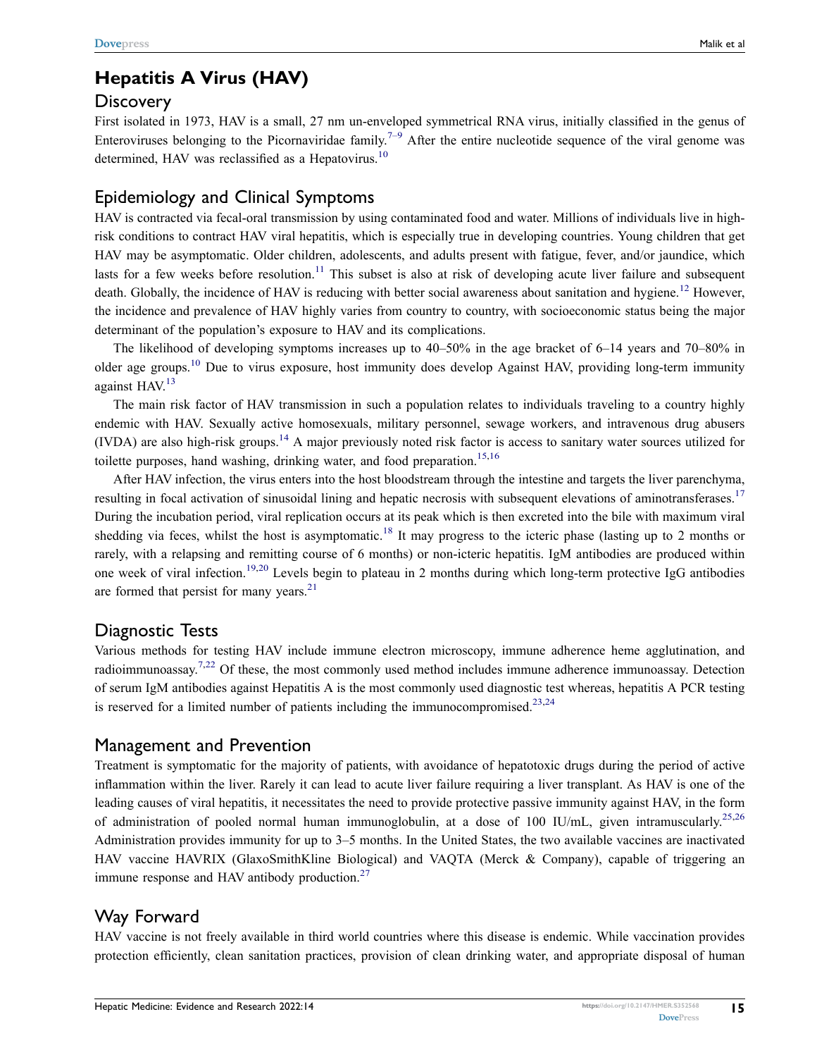## Hepatitis A Virus (HAV)

### Discovery

First isolated in 1973, HAV is a small, 27 nm un-enveloped symmetrical RNA virus, initially classified in the genus of Enteroviruses belonging to the Picornaviridae family.[7–9] After the entire nucleotide sequence of the viral genome was determined, HAV was reclassified as a Hepatovirus.[10]

### Epidemiology and Clinical Symptoms

HAV is contracted via fecal-oral transmission by using contaminated food and water. Millions of individuals live in high-risk conditions to contract HAV viral hepatitis, which is especially true in developing countries. Young children that get HAV may be asymptomatic. Older children, adolescents, and adults present with fatigue, fever, and/or jaundice, which lasts for a few weeks before resolution.[11] This subset is also at risk of developing acute liver failure and subsequent death. Globally, the incidence of HAV is reducing with better social awareness about sanitation and hygiene.[12] However, the incidence and prevalence of HAV highly varies from country to country, with socioeconomic status being the major determinant of the population's exposure to HAV and its complications.

The likelihood of developing symptoms increases up to 40–50% in the age bracket of 6–14 years and 70–80% in older age groups.[10] Due to virus exposure, host immunity does develop Against HAV, providing long-term immunity against HAV.[13]

The main risk factor of HAV transmission in such a population relates to individuals traveling to a country highly endemic with HAV. Sexually active homosexuals, military personnel, sewage workers, and intravenous drug abusers (IVDA) are also high-risk groups.[14] A major previously noted risk factor is access to sanitary water sources utilized for toilette purposes, hand washing, drinking water, and food preparation.[15,16]

After HAV infection, the virus enters into the host bloodstream through the intestine and targets the liver parenchyma, resulting in focal activation of sinusoidal lining and hepatic necrosis with subsequent elevations of aminotransferases.[17] During the incubation period, viral replication occurs at its peak which is then excreted into the bile with maximum viral shedding via feces, whilst the host is asymptomatic.[18] It may progress to the icteric phase (lasting up to 2 months or rarely, with a relapsing and remitting course of 6 months) or non-icteric hepatitis. IgM antibodies are produced within one week of viral infection.[19,20] Levels begin to plateau in 2 months during which long-term protective IgG antibodies are formed that persist for many years.[21]

### Diagnostic Tests

Various methods for testing HAV include immune electron microscopy, immune adherence heme agglutination, and radioimmunoassay.[7,22] Of these, the most commonly used method includes immune adherence immunoassay. Detection of serum IgM antibodies against Hepatitis A is the most commonly used diagnostic test whereas, hepatitis A PCR testing is reserved for a limited number of patients including the immunocompromised.[23,24]

### Management and Prevention

Treatment is symptomatic for the majority of patients, with avoidance of hepatotoxic drugs during the period of active inflammation within the liver. Rarely it can lead to acute liver failure requiring a liver transplant. As HAV is one of the leading causes of viral hepatitis, it necessitates the need to provide protective passive immunity against HAV, in the form of administration of pooled normal human immunoglobulin, at a dose of 100 IU/mL, given intramuscularly.[25,26] Administration provides immunity for up to 3–5 months. In the United States, the two available vaccines are inactivated HAV vaccine HAVRIX (GlaxoSmithKline Biological) and VAQTA (Merck & Company), capable of triggering an immune response and HAV antibody production.[27]

### Way Forward

HAV vaccine is not freely available in third world countries where this disease is endemic. While vaccination provides protection efficiently, clean sanitation practices, provision of clean drinking water, and appropriate disposal of human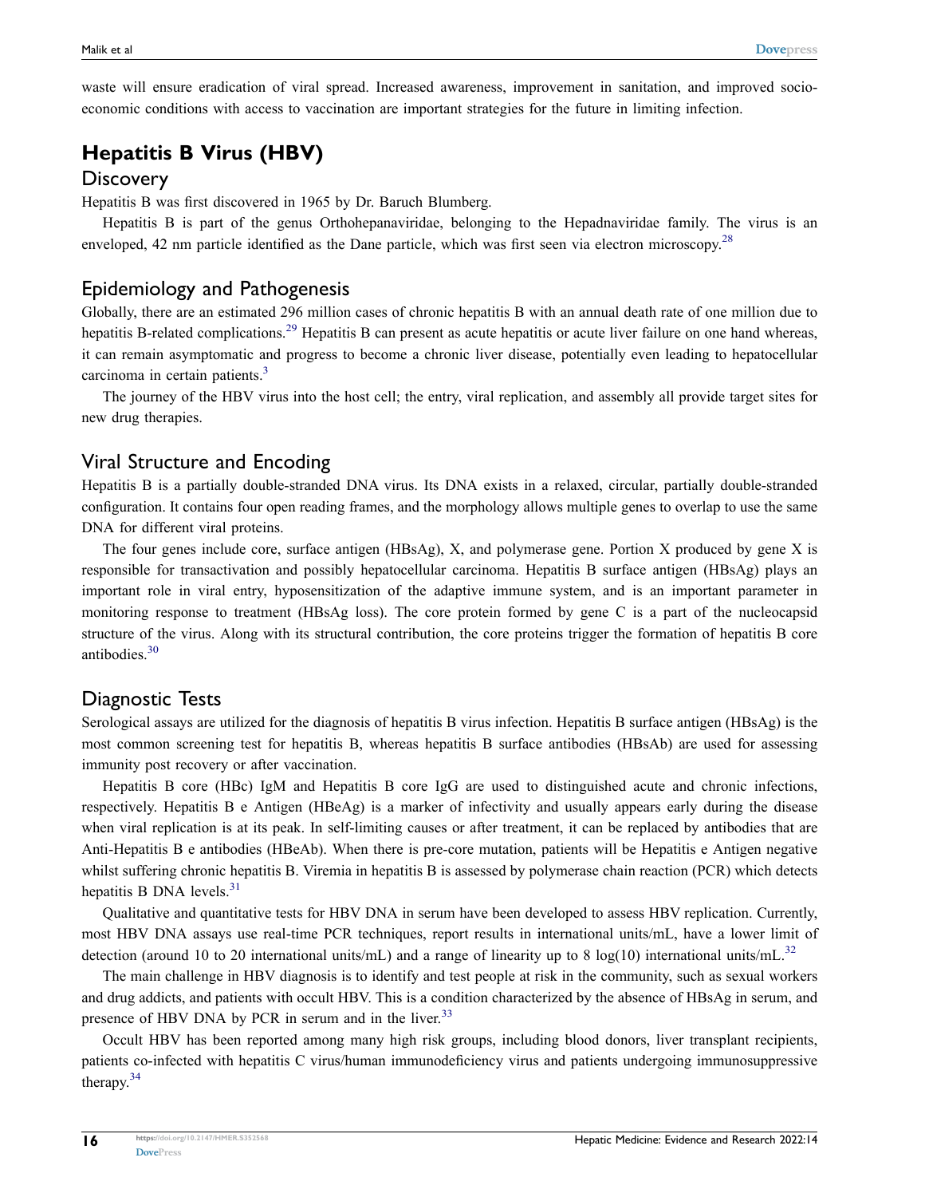waste will ensure eradication of viral spread. Increased awareness, improvement in sanitation, and improved socio-economic conditions with access to vaccination are important strategies for the future in limiting infection.

## Hepatitis B Virus (HBV)

### Discovery

Hepatitis B was first discovered in 1965 by Dr. Baruch Blumberg.

Hepatitis B is part of the genus Orthohepanaviridae, belonging to the Hepadnaviridae family. The virus is an enveloped, 42 nm particle identified as the Dane particle, which was first seen via electron microscopy.[28]

### Epidemiology and Pathogenesis

Globally, there are an estimated 296 million cases of chronic hepatitis B with an annual death rate of one million due to hepatitis B-related complications.[29] Hepatitis B can present as acute hepatitis or acute liver failure on one hand whereas, it can remain asymptomatic and progress to become a chronic liver disease, potentially even leading to hepatocellular carcinoma in certain patients.[3]

The journey of the HBV virus into the host cell; the entry, viral replication, and assembly all provide target sites for new drug therapies.

### Viral Structure and Encoding

Hepatitis B is a partially double-stranded DNA virus. Its DNA exists in a relaxed, circular, partially double-stranded configuration. It contains four open reading frames, and the morphology allows multiple genes to overlap to use the same DNA for different viral proteins.

The four genes include core, surface antigen (HBsAg), X, and polymerase gene. Portion X produced by gene X is responsible for transactivation and possibly hepatocellular carcinoma. Hepatitis B surface antigen (HBsAg) plays an important role in viral entry, hyposensitization of the adaptive immune system, and is an important parameter in monitoring response to treatment (HBsAg loss). The core protein formed by gene C is a part of the nucleocapsid structure of the virus. Along with its structural contribution, the core proteins trigger the formation of hepatitis B core antibodies.[30]

### Diagnostic Tests

Serological assays are utilized for the diagnosis of hepatitis B virus infection. Hepatitis B surface antigen (HBsAg) is the most common screening test for hepatitis B, whereas hepatitis B surface antibodies (HBsAb) are used for assessing immunity post recovery or after vaccination.

Hepatitis B core (HBc) IgM and Hepatitis B core IgG are used to distinguished acute and chronic infections, respectively. Hepatitis B e Antigen (HBeAg) is a marker of infectivity and usually appears early during the disease when viral replication is at its peak. In self-limiting causes or after treatment, it can be replaced by antibodies that are Anti-Hepatitis B e antibodies (HBeAb). When there is pre-core mutation, patients will be Hepatitis e Antigen negative whilst suffering chronic hepatitis B. Viremia in hepatitis B is assessed by polymerase chain reaction (PCR) which detects hepatitis B DNA levels.[31]

Qualitative and quantitative tests for HBV DNA in serum have been developed to assess HBV replication. Currently, most HBV DNA assays use real-time PCR techniques, report results in international units/mL, have a lower limit of detection (around 10 to 20 international units/mL) and a range of linearity up to 8 log(10) international units/mL.[32]

The main challenge in HBV diagnosis is to identify and test people at risk in the community, such as sexual workers and drug addicts, and patients with occult HBV. This is a condition characterized by the absence of HBsAg in serum, and presence of HBV DNA by PCR in serum and in the liver.[33]

Occult HBV has been reported among many high risk groups, including blood donors, liver transplant recipients, patients co-infected with hepatitis C virus/human immunodeficiency virus and patients undergoing immunosuppressive therapy.[34]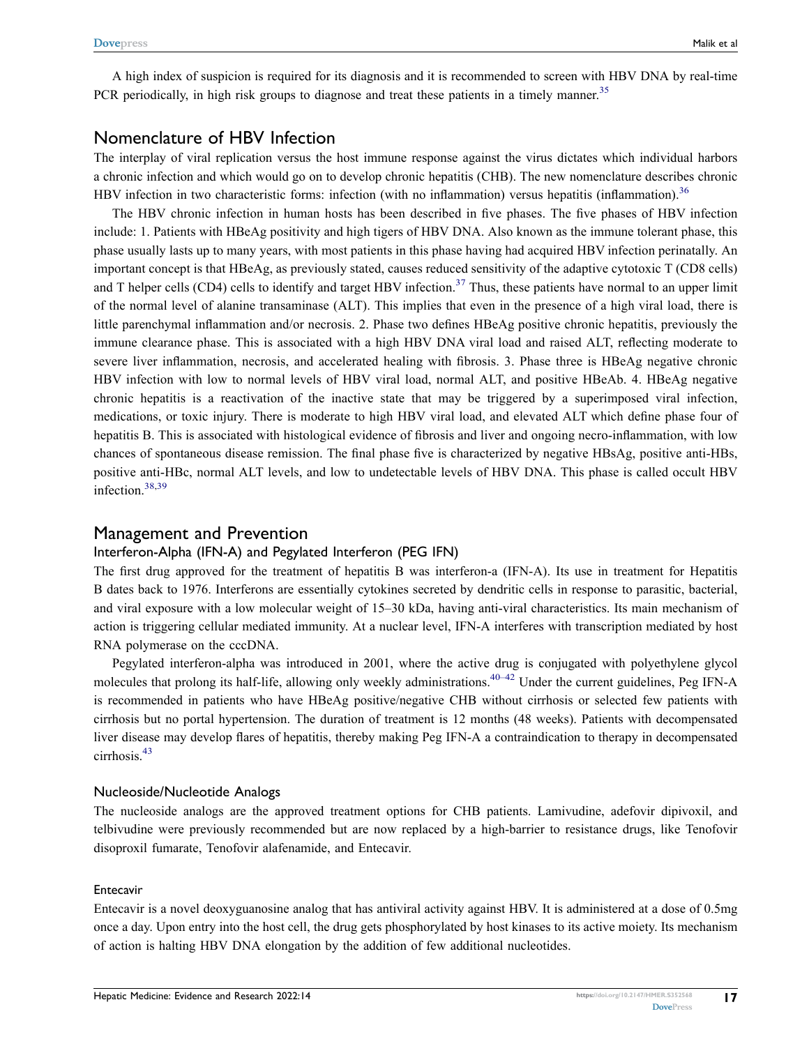A high index of suspicion is required for its diagnosis and it is recommended to screen with HBV DNA by real-time PCR periodically, in high risk groups to diagnose and treat these patients in a timely manner.[35]

## Nomenclature of HBV Infection

The interplay of viral replication versus the host immune response against the virus dictates which individual harbors a chronic infection and which would go on to develop chronic hepatitis (CHB). The new nomenclature describes chronic HBV infection in two characteristic forms: infection (with no inflammation) versus hepatitis (inflammation).[36]

The HBV chronic infection in human hosts has been described in five phases. The five phases of HBV infection include: 1. Patients with HBeAg positivity and high tigers of HBV DNA. Also known as the immune tolerant phase, this phase usually lasts up to many years, with most patients in this phase having had acquired HBV infection perinatally. An important concept is that HBeAg, as previously stated, causes reduced sensitivity of the adaptive cytotoxic T (CD8 cells) and T helper cells (CD4) cells to identify and target HBV infection.[37] Thus, these patients have normal to an upper limit of the normal level of alanine transaminase (ALT). This implies that even in the presence of a high viral load, there is little parenchymal inflammation and/or necrosis. 2. Phase two defines HBeAg positive chronic hepatitis, previously the immune clearance phase. This is associated with a high HBV DNA viral load and raised ALT, reflecting moderate to severe liver inflammation, necrosis, and accelerated healing with fibrosis. 3. Phase three is HBeAg negative chronic HBV infection with low to normal levels of HBV viral load, normal ALT, and positive HBeAb. 4. HBeAg negative chronic hepatitis is a reactivation of the inactive state that may be triggered by a superimposed viral infection, medications, or toxic injury. There is moderate to high HBV viral load, and elevated ALT which define phase four of hepatitis B. This is associated with histological evidence of fibrosis and liver and ongoing necro-inflammation, with low chances of spontaneous disease remission. The final phase five is characterized by negative HBsAg, positive anti-HBs, positive anti-HBc, normal ALT levels, and low to undetectable levels of HBV DNA. This phase is called occult HBV infection.[38,39]

## Management and Prevention

### Interferon-Alpha (IFN-A) and Pegylated Interferon (PEG IFN)

The first drug approved for the treatment of hepatitis B was interferon-a (IFN-A). Its use in treatment for Hepatitis B dates back to 1976. Interferons are essentially cytokines secreted by dendritic cells in response to parasitic, bacterial, and viral exposure with a low molecular weight of 15–30 kDa, having anti-viral characteristics. Its main mechanism of action is triggering cellular mediated immunity. At a nuclear level, IFN-A interferes with transcription mediated by host RNA polymerase on the cccDNA.

Pegylated interferon-alpha was introduced in 2001, where the active drug is conjugated with polyethylene glycol molecules that prolong its half-life, allowing only weekly administrations.[40–42] Under the current guidelines, Peg IFN-A is recommended in patients who have HBeAg positive/negative CHB without cirrhosis or selected few patients with cirrhosis but no portal hypertension. The duration of treatment is 12 months (48 weeks). Patients with decompensated liver disease may develop flares of hepatitis, thereby making Peg IFN-A a contraindication to therapy in decompensated cirrhosis.[43]

### Nucleoside/Nucleotide Analogs

The nucleoside analogs are the approved treatment options for CHB patients. Lamivudine, adefovir dipivoxil, and telbivudine were previously recommended but are now replaced by a high-barrier to resistance drugs, like Tenofovir disoproxil fumarate, Tenofovir alafenamide, and Entecavir.

#### Entecavir

Entecavir is a novel deoxyguanosine analog that has antiviral activity against HBV. It is administered at a dose of 0.5mg once a day. Upon entry into the host cell, the drug gets phosphorylated by host kinases to its active moiety. Its mechanism of action is halting HBV DNA elongation by the addition of few additional nucleotides.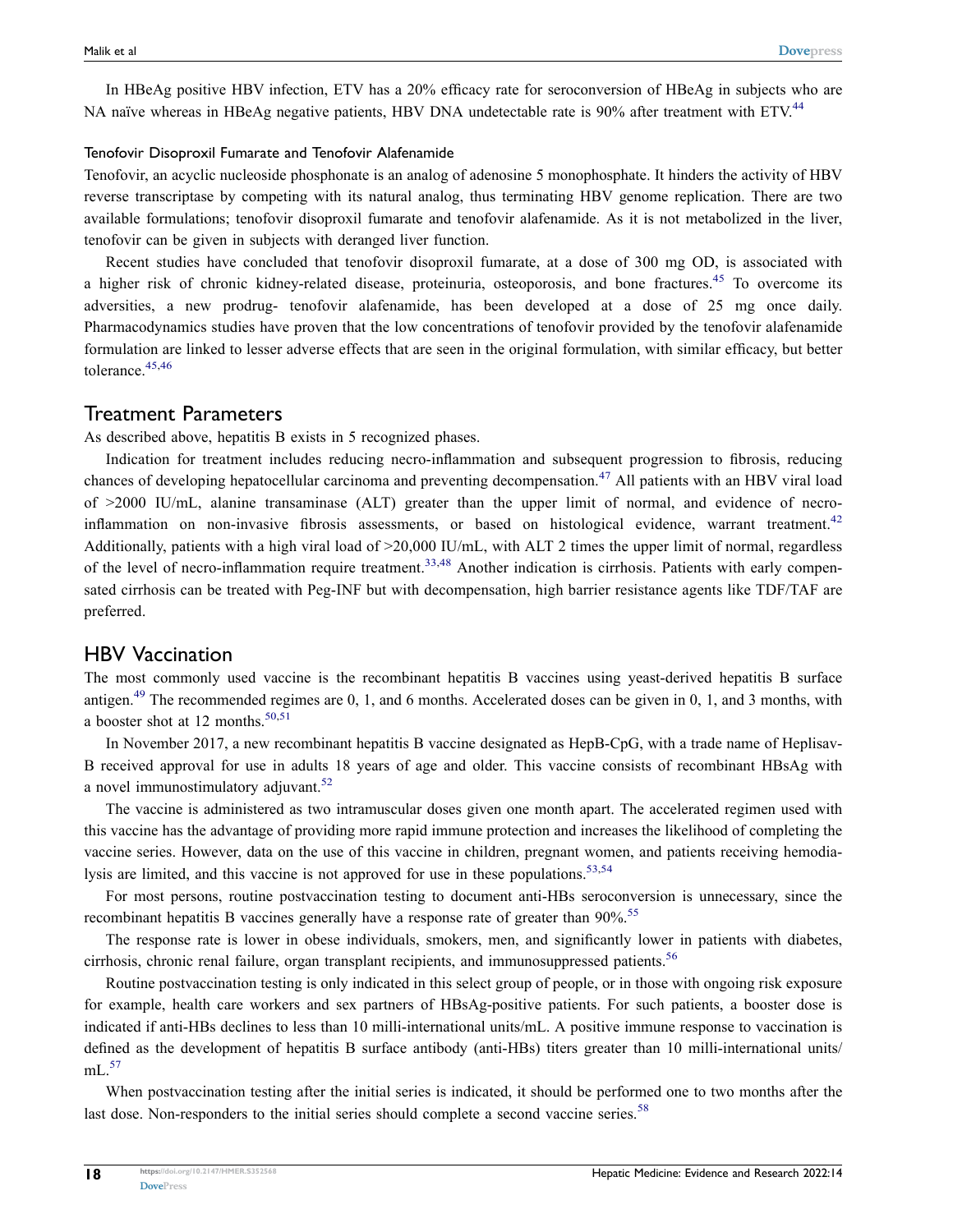In HBeAg positive HBV infection, ETV has a 20% efficacy rate for seroconversion of HBeAg in subjects who are NA naïve whereas in HBeAg negative patients, HBV DNA undetectable rate is 90% after treatment with ETV.[44]

### Tenofovir Disoproxil Fumarate and Tenofovir Alafenamide

Tenofovir, an acyclic nucleoside phosphonate is an analog of adenosine 5 monophosphate. It hinders the activity of HBV reverse transcriptase by competing with its natural analog, thus terminating HBV genome replication. There are two available formulations; tenofovir disoproxil fumarate and tenofovir alafenamide. As it is not metabolized in the liver, tenofovir can be given in subjects with deranged liver function.

Recent studies have concluded that tenofovir disoproxil fumarate, at a dose of 300 mg OD, is associated with a higher risk of chronic kidney-related disease, proteinuria, osteoporosis, and bone fractures.[45] To overcome its adversities, a new prodrug- tenofovir alafenamide, has been developed at a dose of 25 mg once daily. Pharmacodynamics studies have proven that the low concentrations of tenofovir provided by the tenofovir alafenamide formulation are linked to lesser adverse effects that are seen in the original formulation, with similar efficacy, but better tolerance.[45,46]

## Treatment Parameters

As described above, hepatitis B exists in 5 recognized phases.

Indication for treatment includes reducing necro-inflammation and subsequent progression to fibrosis, reducing chances of developing hepatocellular carcinoma and preventing decompensation.[47] All patients with an HBV viral load of >2000 IU/mL, alanine transaminase (ALT) greater than the upper limit of normal, and evidence of necro-inflammation on non-invasive fibrosis assessments, or based on histological evidence, warrant treatment.[42] Additionally, patients with a high viral load of >20,000 IU/mL, with ALT 2 times the upper limit of normal, regardless of the level of necro-inflammation require treatment.[33,48] Another indication is cirrhosis. Patients with early compensated cirrhosis can be treated with Peg-INF but with decompensation, high barrier resistance agents like TDF/TAF are preferred.

## HBV Vaccination

The most commonly used vaccine is the recombinant hepatitis B vaccines using yeast-derived hepatitis B surface antigen.[49] The recommended regimes are 0, 1, and 6 months. Accelerated doses can be given in 0, 1, and 3 months, with a booster shot at 12 months.[50,51]

In November 2017, a new recombinant hepatitis B vaccine designated as HepB-CpG, with a trade name of Heplisav-B received approval for use in adults 18 years of age and older. This vaccine consists of recombinant HBsAg with a novel immunostimulatory adjuvant.[52]

The vaccine is administered as two intramuscular doses given one month apart. The accelerated regimen used with this vaccine has the advantage of providing more rapid immune protection and increases the likelihood of completing the vaccine series. However, data on the use of this vaccine in children, pregnant women, and patients receiving hemodialysis are limited, and this vaccine is not approved for use in these populations.[53,54]

For most persons, routine postvaccination testing to document anti-HBs seroconversion is unnecessary, since the recombinant hepatitis B vaccines generally have a response rate of greater than 90%.[55]

The response rate is lower in obese individuals, smokers, men, and significantly lower in patients with diabetes, cirrhosis, chronic renal failure, organ transplant recipients, and immunosuppressed patients.[56]

Routine postvaccination testing is only indicated in this select group of people, or in those with ongoing risk exposure for example, health care workers and sex partners of HBsAg-positive patients. For such patients, a booster dose is indicated if anti-HBs declines to less than 10 milli-international units/mL. A positive immune response to vaccination is defined as the development of hepatitis B surface antibody (anti-HBs) titers greater than 10 milli-international units/mL.[57]

When postvaccination testing after the initial series is indicated, it should be performed one to two months after the last dose. Non-responders to the initial series should complete a second vaccine series.[58]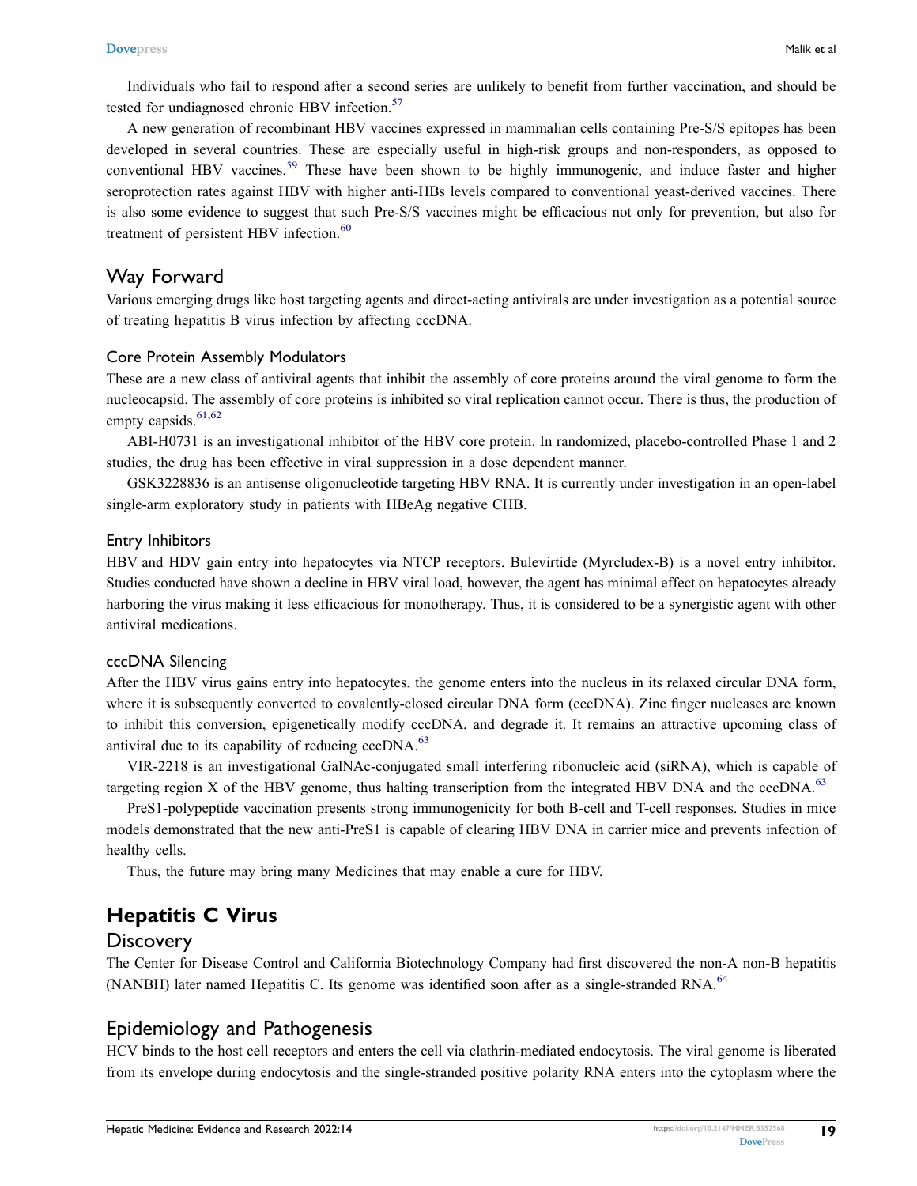Individuals who fail to respond after a second series are unlikely to benefit from further vaccination, and should be tested for undiagnosed chronic HBV infection.[57]

A new generation of recombinant HBV vaccines expressed in mammalian cells containing Pre-S/S epitopes has been developed in several countries. These are especially useful in high-risk groups and non-responders, as opposed to conventional HBV vaccines.[59] These have been shown to be highly immunogenic, and induce faster and higher seroprotection rates against HBV with higher anti-HBs levels compared to conventional yeast-derived vaccines. There is also some evidence to suggest that such Pre-S/S vaccines might be efficacious not only for prevention, but also for treatment of persistent HBV infection.[60]

## Way Forward

Various emerging drugs like host targeting agents and direct-acting antivirals are under investigation as a potential source of treating hepatitis B virus infection by affecting cccDNA.

### Core Protein Assembly Modulators

These are a new class of antiviral agents that inhibit the assembly of core proteins around the viral genome to form the nucleocapsid. The assembly of core proteins is inhibited so viral replication cannot occur. There is thus, the production of empty capsids.[61,62]

ABI-H0731 is an investigational inhibitor of the HBV core protein. In randomized, placebo-controlled Phase 1 and 2 studies, the drug has been effective in viral suppression in a dose dependent manner.

GSK3228836 is an antisense oligonucleotide targeting HBV RNA. It is currently under investigation in an open-label single-arm exploratory study in patients with HBeAg negative CHB.

### Entry Inhibitors

HBV and HDV gain entry into hepatocytes via NTCP receptors. Bulevirtide (Myrcludex-B) is a novel entry inhibitor. Studies conducted have shown a decline in HBV viral load, however, the agent has minimal effect on hepatocytes already harboring the virus making it less efficacious for monotherapy. Thus, it is considered to be a synergistic agent with other antiviral medications.

### cccDNA Silencing

After the HBV virus gains entry into hepatocytes, the genome enters into the nucleus in its relaxed circular DNA form, where it is subsequently converted to covalently-closed circular DNA form (cccDNA). Zinc finger nucleases are known to inhibit this conversion, epigenetically modify cccDNA, and degrade it. It remains an attractive upcoming class of antiviral due to its capability of reducing cccDNA.[63]

VIR-2218 is an investigational GalNAc-conjugated small interfering ribonucleic acid (siRNA), which is capable of targeting region X of the HBV genome, thus halting transcription from the integrated HBV DNA and the cccDNA.[63]

PreS1-polypeptide vaccination presents strong immunogenicity for both B-cell and T-cell responses. Studies in mice models demonstrated that the new anti-PreS1 is capable of clearing HBV DNA in carrier mice and prevents infection of healthy cells.

Thus, the future may bring many Medicines that may enable a cure for HBV.

# Hepatitis C Virus

## Discovery

The Center for Disease Control and California Biotechnology Company had first discovered the non-A non-B hepatitis (NANBH) later named Hepatitis C. Its genome was identified soon after as a single-stranded RNA.[64]

## Epidemiology and Pathogenesis

HCV binds to the host cell receptors and enters the cell via clathrin-mediated endocytosis. The viral genome is liberated from its envelope during endocytosis and the single-stranded positive polarity RNA enters into the cytoplasm where the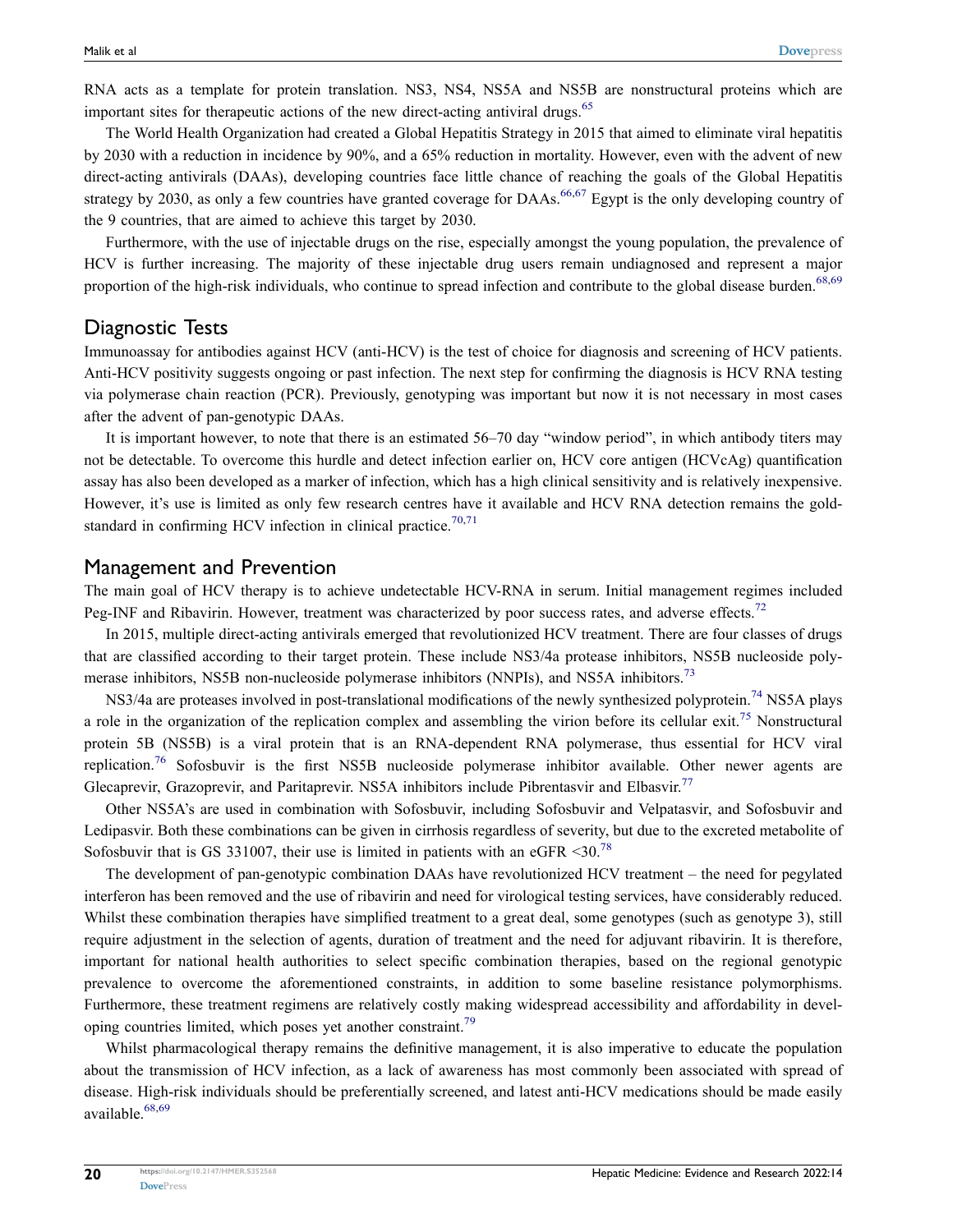RNA acts as a template for protein translation. NS3, NS4, NS5A and NS5B are nonstructural proteins which are important sites for therapeutic actions of the new direct-acting antiviral drugs.[65]

The World Health Organization had created a Global Hepatitis Strategy in 2015 that aimed to eliminate viral hepatitis by 2030 with a reduction in incidence by 90%, and a 65% reduction in mortality. However, even with the advent of new direct-acting antivirals (DAAs), developing countries face little chance of reaching the goals of the Global Hepatitis strategy by 2030, as only a few countries have granted coverage for DAAs.[66,67] Egypt is the only developing country of the 9 countries, that are aimed to achieve this target by 2030.

Furthermore, with the use of injectable drugs on the rise, especially amongst the young population, the prevalence of HCV is further increasing. The majority of these injectable drug users remain undiagnosed and represent a major proportion of the high-risk individuals, who continue to spread infection and contribute to the global disease burden.[68,69]

## Diagnostic Tests

Immunoassay for antibodies against HCV (anti-HCV) is the test of choice for diagnosis and screening of HCV patients. Anti-HCV positivity suggests ongoing or past infection. The next step for confirming the diagnosis is HCV RNA testing via polymerase chain reaction (PCR). Previously, genotyping was important but now it is not necessary in most cases after the advent of pan-genotypic DAAs.

It is important however, to note that there is an estimated 56–70 day "window period", in which antibody titers may not be detectable. To overcome this hurdle and detect infection earlier on, HCV core antigen (HCVcAg) quantification assay has also been developed as a marker of infection, which has a high clinical sensitivity and is relatively inexpensive. However, it's use is limited as only few research centres have it available and HCV RNA detection remains the gold-standard in confirming HCV infection in clinical practice.[70,71]

## Management and Prevention

The main goal of HCV therapy is to achieve undetectable HCV-RNA in serum. Initial management regimes included Peg-INF and Ribavirin. However, treatment was characterized by poor success rates, and adverse effects.[72]

In 2015, multiple direct-acting antivirals emerged that revolutionized HCV treatment. There are four classes of drugs that are classified according to their target protein. These include NS3/4a protease inhibitors, NS5B nucleoside polymerase inhibitors, NS5B non-nucleoside polymerase inhibitors (NNPIs), and NS5A inhibitors.[73]

NS3/4a are proteases involved in post-translational modifications of the newly synthesized polyprotein.[74] NS5A plays a role in the organization of the replication complex and assembling the virion before its cellular exit.[75] Nonstructural protein 5B (NS5B) is a viral protein that is an RNA-dependent RNA polymerase, thus essential for HCV viral replication.[76] Sofosbuvir is the first NS5B nucleoside polymerase inhibitor available. Other newer agents are Glecaprevir, Grazoprevir, and Paritaprevir. NS5A inhibitors include Pibrentasvir and Elbasvir.[77]

Other NS5A's are used in combination with Sofosbuvir, including Sofosbuvir and Velpatasvir, and Sofosbuvir and Ledipasvir. Both these combinations can be given in cirrhosis regardless of severity, but due to the excreted metabolite of Sofosbuvir that is GS 331007, their use is limited in patients with an eGFR <30.[78]

The development of pan-genotypic combination DAAs have revolutionized HCV treatment – the need for pegylated interferon has been removed and the use of ribavirin and need for virological testing services, have considerably reduced. Whilst these combination therapies have simplified treatment to a great deal, some genotypes (such as genotype 3), still require adjustment in the selection of agents, duration of treatment and the need for adjuvant ribavirin. It is therefore, important for national health authorities to select specific combination therapies, based on the regional genotypic prevalence to overcome the aforementioned constraints, in addition to some baseline resistance polymorphisms. Furthermore, these treatment regimens are relatively costly making widespread accessibility and affordability in developing countries limited, which poses yet another constraint.[79]

Whilst pharmacological therapy remains the definitive management, it is also imperative to educate the population about the transmission of HCV infection, as a lack of awareness has most commonly been associated with spread of disease. High-risk individuals should be preferentially screened, and latest anti-HCV medications should be made easily available.[68,69]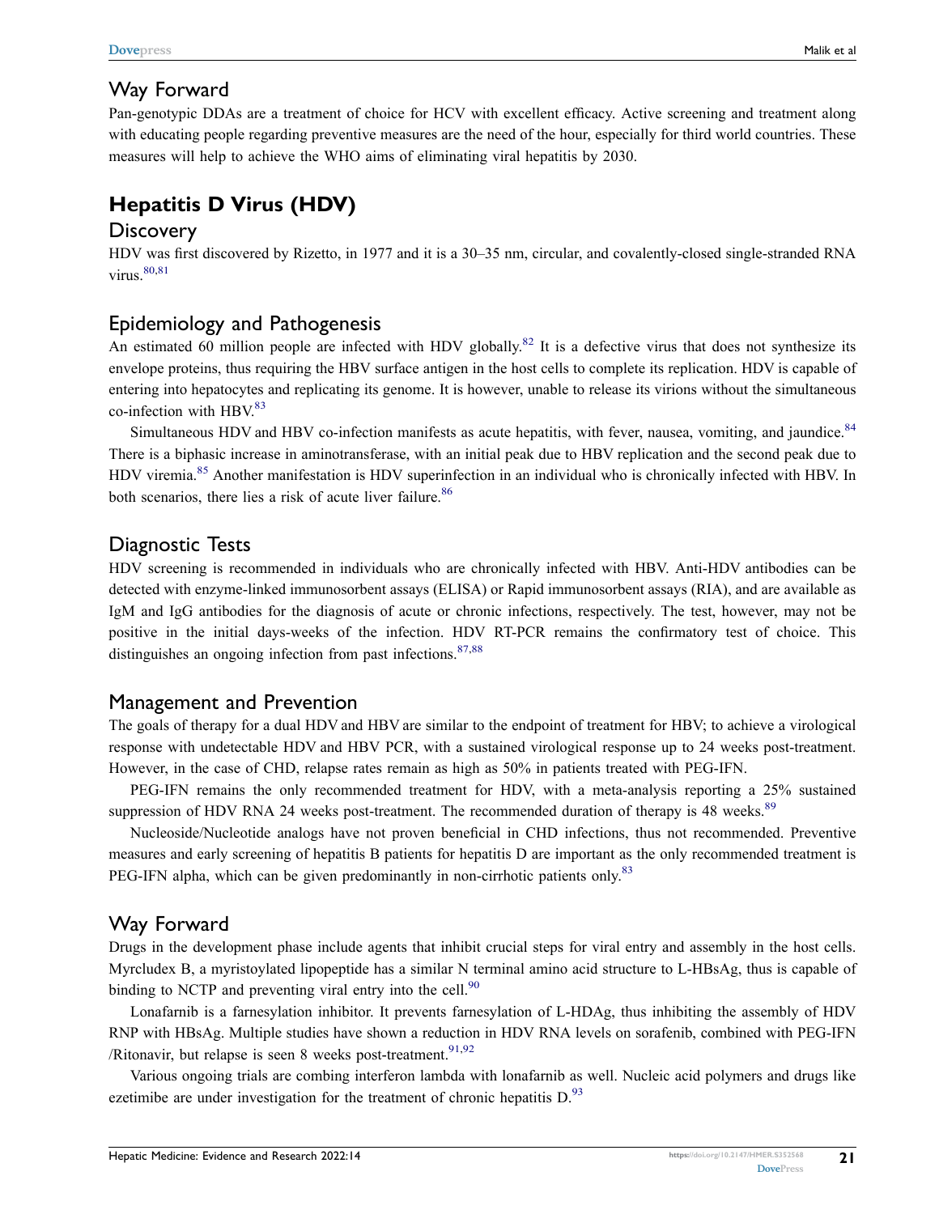## Way Forward

Pan-genotypic DDAs are a treatment of choice for HCV with excellent efficacy. Active screening and treatment along with educating people regarding preventive measures are the need of the hour, especially for third world countries. These measures will help to achieve the WHO aims of eliminating viral hepatitis by 2030.

# Hepatitis D Virus (HDV)

## Discovery

HDV was first discovered by Rizetto, in 1977 and it is a 30–35 nm, circular, and covalently-closed single-stranded RNA virus.[80,81]

## Epidemiology and Pathogenesis

An estimated 60 million people are infected with HDV globally.[82] It is a defective virus that does not synthesize its envelope proteins, thus requiring the HBV surface antigen in the host cells to complete its replication. HDV is capable of entering into hepatocytes and replicating its genome. It is however, unable to release its virions without the simultaneous co-infection with HBV.[83]

Simultaneous HDV and HBV co-infection manifests as acute hepatitis, with fever, nausea, vomiting, and jaundice.[84] There is a biphasic increase in aminotransferase, with an initial peak due to HBV replication and the second peak due to HDV viremia.[85] Another manifestation is HDV superinfection in an individual who is chronically infected with HBV. In both scenarios, there lies a risk of acute liver failure.[86]

## Diagnostic Tests

HDV screening is recommended in individuals who are chronically infected with HBV. Anti-HDV antibodies can be detected with enzyme-linked immunosorbent assays (ELISA) or Rapid immunosorbent assays (RIA), and are available as IgM and IgG antibodies for the diagnosis of acute or chronic infections, respectively. The test, however, may not be positive in the initial days-weeks of the infection. HDV RT-PCR remains the confirmatory test of choice. This distinguishes an ongoing infection from past infections.[87,88]

## Management and Prevention

The goals of therapy for a dual HDV and HBV are similar to the endpoint of treatment for HBV; to achieve a virological response with undetectable HDV and HBV PCR, with a sustained virological response up to 24 weeks post-treatment. However, in the case of CHD, relapse rates remain as high as 50% in patients treated with PEG-IFN.

PEG-IFN remains the only recommended treatment for HDV, with a meta-analysis reporting a 25% sustained suppression of HDV RNA 24 weeks post-treatment. The recommended duration of therapy is 48 weeks.[89]

Nucleoside/Nucleotide analogs have not proven beneficial in CHD infections, thus not recommended. Preventive measures and early screening of hepatitis B patients for hepatitis D are important as the only recommended treatment is PEG-IFN alpha, which can be given predominantly in non-cirrhotic patients only.[83]

## Way Forward

Drugs in the development phase include agents that inhibit crucial steps for viral entry and assembly in the host cells. Myrcludex B, a myristoylated lipopeptide has a similar N terminal amino acid structure to L-HBsAg, thus is capable of binding to NCTP and preventing viral entry into the cell.[90]

Lonafarnib is a farnesylation inhibitor. It prevents farnesylation of L-HDAg, thus inhibiting the assembly of HDV RNP with HBsAg. Multiple studies have shown a reduction in HDV RNA levels on sorafenib, combined with PEG-IFN /Ritonavir, but relapse is seen 8 weeks post-treatment.[91,92]

Various ongoing trials are combing interferon lambda with lonafarnib as well. Nucleic acid polymers and drugs like ezetimibe are under investigation for the treatment of chronic hepatitis D.[93]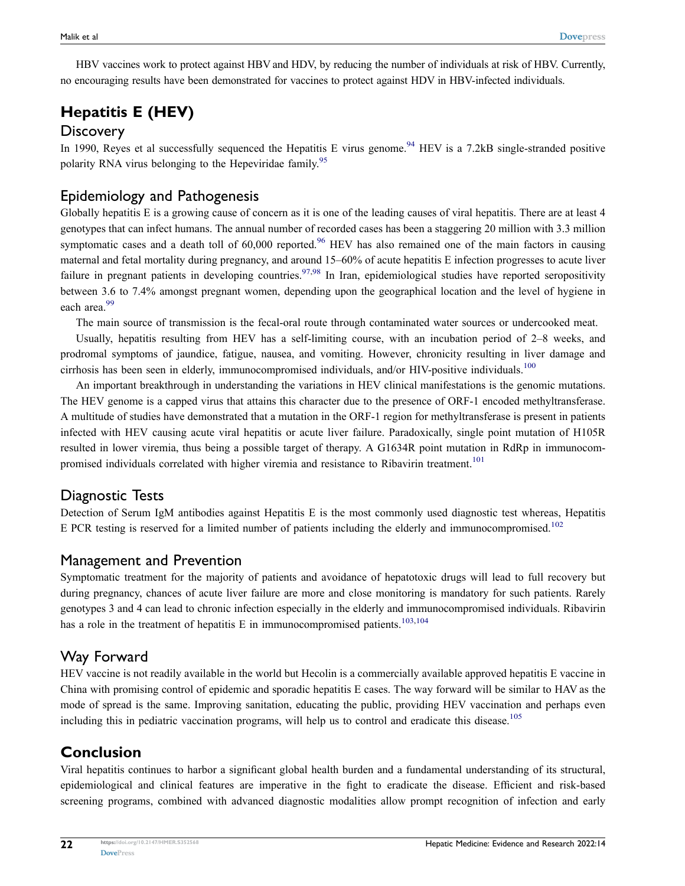HBV vaccines work to protect against HBV and HDV, by reducing the number of individuals at risk of HBV. Currently, no encouraging results have been demonstrated for vaccines to protect against HDV in HBV-infected individuals.

## Hepatitis E (HEV)

### Discovery

In 1990, Reyes et al successfully sequenced the Hepatitis E virus genome.[94] HEV is a 7.2kB single-stranded positive polarity RNA virus belonging to the Hepeviridae family.[95]

### Epidemiology and Pathogenesis

Globally hepatitis E is a growing cause of concern as it is one of the leading causes of viral hepatitis. There are at least 4 genotypes that can infect humans. The annual number of recorded cases has been a staggering 20 million with 3.3 million symptomatic cases and a death toll of 60,000 reported.[96] HEV has also remained one of the main factors in causing maternal and fetal mortality during pregnancy, and around 15–60% of acute hepatitis E infection progresses to acute liver failure in pregnant patients in developing countries.[97,98] In Iran, epidemiological studies have reported seropositivity between 3.6 to 7.4% amongst pregnant women, depending upon the geographical location and the level of hygiene in each area.[99]

The main source of transmission is the fecal-oral route through contaminated water sources or undercooked meat.

Usually, hepatitis resulting from HEV has a self-limiting course, with an incubation period of 2–8 weeks, and prodromal symptoms of jaundice, fatigue, nausea, and vomiting. However, chronicity resulting in liver damage and cirrhosis has been seen in elderly, immunocompromised individuals, and/or HIV-positive individuals.[100]

An important breakthrough in understanding the variations in HEV clinical manifestations is the genomic mutations. The HEV genome is a capped virus that attains this character due to the presence of ORF-1 encoded methyltransferase. A multitude of studies have demonstrated that a mutation in the ORF-1 region for methyltransferase is present in patients infected with HEV causing acute viral hepatitis or acute liver failure. Paradoxically, single point mutation of H105R resulted in lower viremia, thus being a possible target of therapy. A G1634R point mutation in RdRp in immunocompromised individuals correlated with higher viremia and resistance to Ribavirin treatment.[101]

### Diagnostic Tests

Detection of Serum IgM antibodies against Hepatitis E is the most commonly used diagnostic test whereas, Hepatitis E PCR testing is reserved for a limited number of patients including the elderly and immunocompromised.[102]

### Management and Prevention

Symptomatic treatment for the majority of patients and avoidance of hepatotoxic drugs will lead to full recovery but during pregnancy, chances of acute liver failure are more and close monitoring is mandatory for such patients. Rarely genotypes 3 and 4 can lead to chronic infection especially in the elderly and immunocompromised individuals. Ribavirin has a role in the treatment of hepatitis E in immunocompromised patients.[103,104]

### Way Forward

HEV vaccine is not readily available in the world but Hecolin is a commercially available approved hepatitis E vaccine in China with promising control of epidemic and sporadic hepatitis E cases. The way forward will be similar to HAV as the mode of spread is the same. Improving sanitation, educating the public, providing HEV vaccination and perhaps even including this in pediatric vaccination programs, will help us to control and eradicate this disease.[105]

## Conclusion

Viral hepatitis continues to harbor a significant global health burden and a fundamental understanding of its structural, epidemiological and clinical features are imperative in the fight to eradicate the disease. Efficient and risk-based screening programs, combined with advanced diagnostic modalities allow prompt recognition of infection and early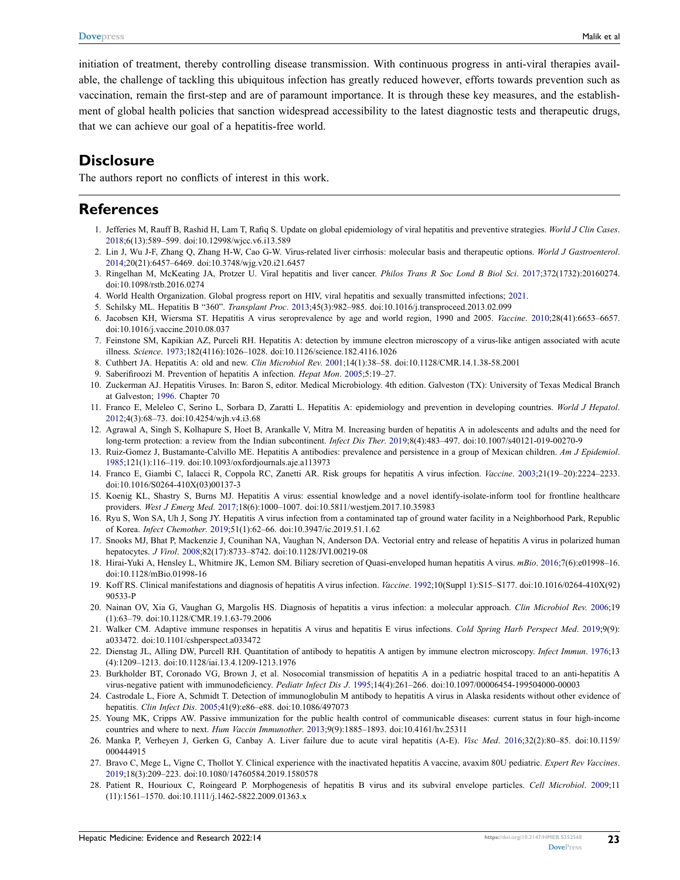initiation of treatment, thereby controlling disease transmission. With continuous progress in anti-viral therapies available, the challenge of tackling this ubiquitous infection has greatly reduced however, efforts towards prevention such as vaccination, remain the first-step and are of paramount importance. It is through these key measures, and the establishment of global health policies that sanction widespread accessibility to the latest diagnostic tests and therapeutic drugs, that we can achieve our goal of a hepatitis-free world.

## Disclosure

The authors report no conflicts of interest in this work.

## References

1. Jefferies M, Rauff B, Rashid H, Lam T, Rafiq S. Update on global epidemiology of viral hepatitis and preventive strategies. *World J Clin Cases*. 2018;6(13):589–599. doi:10.12998/wjcc.v6.i13.589
2. Lin J, Wu J-F, Zhang Q, Zhang H-W, Cao G-W. Virus-related liver cirrhosis: molecular basis and therapeutic options. *World J Gastroenterol*. 2014;20(21):6457–6469. doi:10.3748/wjg.v20.i21.6457
3. Ringelhan M, McKeating JA, Protzer U. Viral hepatitis and liver cancer. *Philos Trans R Soc Lond B Biol Sci*. 2017;372(1732):20160274. doi:10.1098/rstb.2016.0274
4. World Health Organization. Global progress report on HIV, viral hepatitis and sexually transmitted infections; 2021.
5. Schilsky ML. Hepatitis B "360". *Transplant Proc*. 2013;45(3):982–985. doi:10.1016/j.transproceed.2013.02.099
6. Jacobsen KH, Wiersma ST. Hepatitis A virus seroprevalence by age and world region, 1990 and 2005. *Vaccine*. 2010;28(41):6653–6657. doi:10.1016/j.vaccine.2010.08.037
7. Feinstone SM, Kapikian AZ, Purceli RH. Hepatitis A: detection by immune electron microscopy of a virus-like antigen associated with acute illness. *Science*. 1973;182(4116):1026–1028. doi:10.1126/science.182.4116.1026
8. Cuthbert JA. Hepatitis A: old and new. *Clin Microbiol Rev*. 2001;14(1):38–58. doi:10.1128/CMR.14.1.38-58.2001
9. Saberifiroozi M. Prevention of hepatitis A infection. *Hepat Mon*. 2005;5:19–27.
10. Zuckerman AJ. Hepatitis Viruses. In: Baron S, editor. Medical Microbiology. 4th edition. Galveston (TX): University of Texas Medical Branch at Galveston; 1996. Chapter 70
11. Franco E, Meleleo C, Serino L, Sorbara D, Zaratti L. Hepatitis A: epidemiology and prevention in developing countries. *World J Hepatol*. 2012;4(3):68–73. doi:10.4254/wjh.v4.i3.68
12. Agrawal A, Singh S, Kolhapure S, Hoet B, Arankalle V, Mitra M. Increasing burden of hepatitis A in adolescents and adults and the need for long-term protection: a review from the Indian subcontinent. *Infect Dis Ther*. 2019;8(4):483–497. doi:10.1007/s40121-019-00270-9
13. Ruiz-Gomez J, Bustamante-Calvillo ME. Hepatitis A antibodies: prevalence and persistence in a group of Mexican children. *Am J Epidemiol*. 1985;121(1):116–119. doi:10.1093/oxfordjournals.aje.a113973
14. Franco E, Giambi C, Ialacci R, Coppola RC, Zanetti AR. Risk groups for hepatitis A virus infection. *Vaccine*. 2003;21(19–20):2224–2233. doi:10.1016/S0264-410X(03)00137-3
15. Koenig KL, Shastry S, Burns MJ. Hepatitis A virus: essential knowledge and a novel identify-isolate-inform tool for frontline healthcare providers. *West J Emerg Med*. 2017;18(6):1000–1007. doi:10.5811/westjem.2017.10.35983
16. Ryu S, Won SA, Uh J, Song JY. Hepatitis A virus infection from a contaminated tap of ground water facility in a Neighborhood Park, Republic of Korea. *Infect Chemother*. 2019;51(1):62–66. doi:10.3947/ic.2019.51.1.62
17. Snooks MJ, Bhat P, Mackenzie J, Counihan NA, Vaughan N, Anderson DA. Vectorial entry and release of hepatitis A virus in polarized human hepatocytes. *J Virol*. 2008;82(17):8733–8742. doi:10.1128/JVI.00219-08
18. Hirai-Yuki A, Hensley L, Whitmire JK, Lemon SM. Biliary secretion of Quasi-enveloped human hepatitis A virus. *mBio*. 2016;7(6):e01998–16. doi:10.1128/mBio.01998-16
19. Koff RS. Clinical manifestations and diagnosis of hepatitis A virus infection. *Vaccine*. 1992;10(Suppl 1):S15–S177. doi:10.1016/0264-410X(92)90533-P
20. Nainan OV, Xia G, Vaughan G, Margolis HS. Diagnosis of hepatitis a virus infection: a molecular approach. *Clin Microbiol Rev*. 2006;19(1):63–79. doi:10.1128/CMR.19.1.63-79.2006
21. Walker CM. Adaptive immune responses in hepatitis A virus and hepatitis E virus infections. *Cold Spring Harb Perspect Med*. 2019;9(9):a033472. doi:10.1101/cshperspect.a033472
22. Dienstag JL, Alling DW, Purcell RH. Quantitation of antibody to hepatitis A antigen by immune electron microscopy. *Infect Immun*. 1976;13(4):1209–1213. doi:10.1128/iai.13.4.1209-1213.1976
23. Burkholder BT, Coronado VG, Brown J, et al. Nosocomial transmission of hepatitis A in a pediatric hospital traced to an anti-hepatitis A virus-negative patient with immunodeficiency. *Pediatr Infect Dis J*. 1995;14(4):261–266. doi:10.1097/00006454-199504000-00003
24. Castrodale L, Fiore A, Schmidt T. Detection of immunoglobulin M antibody to hepatitis A virus in Alaska residents without other evidence of hepatitis. *Clin Infect Dis*. 2005;41(9):e86–e88. doi:10.1086/497073
25. Young MK, Cripps AW. Passive immunization for the public health control of communicable diseases: current status in four high-income countries and where to next. *Hum Vaccin Immunother*. 2013;9(9):1885–1893. doi:10.4161/hv.25311
26. Manka P, Verheyen J, Gerken G, Canbay A. Liver failure due to acute viral hepatitis (A-E). *Visc Med*. 2016;32(2):80–85. doi:10.1159/000444915
27. Bravo C, Mege L, Vigne C, Thollot Y. Clinical experience with the inactivated hepatitis A vaccine, avaxim 80U pediatric. *Expert Rev Vaccines*. 2019;18(3):209–223. doi:10.1080/14760584.2019.1580578
28. Patient R, Hourioux C, Roingeard P. Morphogenesis of hepatitis B virus and its subviral envelope particles. *Cell Microbiol*. 2009;11(11):1561–1570. doi:10.1111/j.1462-5822.2009.01363.x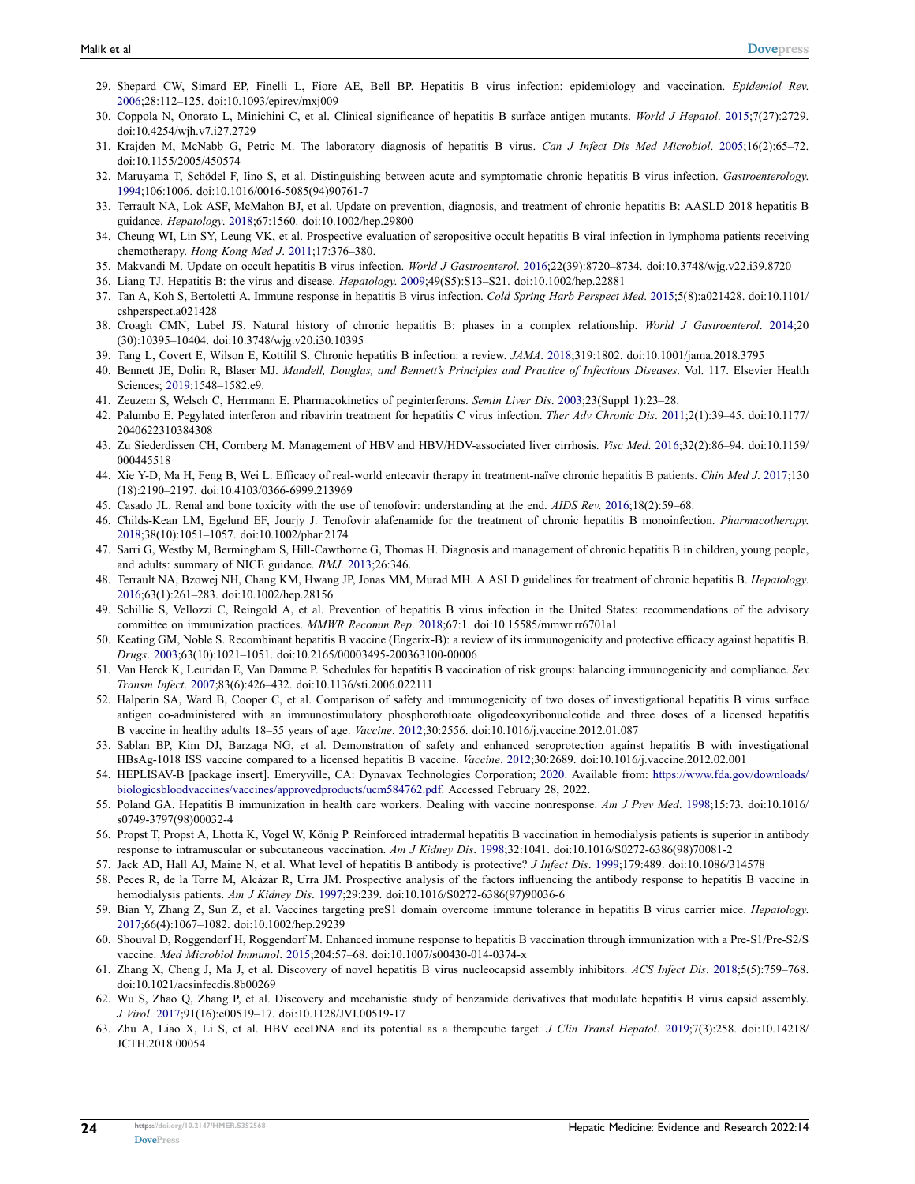29. Shepard CW, Simard EP, Finelli L, Fiore AE, Bell BP. Hepatitis B virus infection: epidemiology and vaccination. *Epidemiol Rev*. 2006;28:112–125. doi:10.1093/epirev/mxj009
30. Coppola N, Onorato L, Minichini C, et al. Clinical significance of hepatitis B surface antigen mutants. *World J Hepatol*. 2015;7(27):2729. doi:10.4254/wjh.v7.i27.2729
31. Krajden M, McNabb G, Petric M. The laboratory diagnosis of hepatitis B virus. *Can J Infect Dis Med Microbiol*. 2005;16(2):65–72. doi:10.1155/2005/450574
32. Maruyama T, Schödel F, Iino S, et al. Distinguishing between acute and symptomatic chronic hepatitis B virus infection. *Gastroenterology*. 1994;106:1006. doi:10.1016/0016-5085(94)90761-7
33. Terrault NA, Lok ASF, McMahon BJ, et al. Update on prevention, diagnosis, and treatment of chronic hepatitis B: AASLD 2018 hepatitis B guidance. *Hepatology*. 2018;67:1560. doi:10.1002/hep.29800
34. Cheung WI, Lin SY, Leung VK, et al. Prospective evaluation of seropositive occult hepatitis B viral infection in lymphoma patients receiving chemotherapy. *Hong Kong Med J*. 2011;17:376–380.
35. Makvandi M. Update on occult hepatitis B virus infection. *World J Gastroenterol*. 2016;22(39):8720–8734. doi:10.3748/wjg.v22.i39.8720
36. Liang TJ. Hepatitis B: the virus and disease. *Hepatology*. 2009;49(S5):S13–S21. doi:10.1002/hep.22881
37. Tan A, Koh S, Bertoletti A. Immune response in hepatitis B virus infection. *Cold Spring Harb Perspect Med*. 2015;5(8):a021428. doi:10.1101/cshperspect.a021428
38. Croagh CMN, Lubel JS. Natural history of chronic hepatitis B: phases in a complex relationship. *World J Gastroenterol*. 2014;20(30):10395–10404. doi:10.3748/wjg.v20.i30.10395
39. Tang L, Covert E, Wilson E, Kottilil S. Chronic hepatitis B infection: a review. *JAMA*. 2018;319:1802. doi:10.1001/jama.2018.3795
40. Bennett JE, Dolin R, Blaser MJ. *Mandell, Douglas, and Bennett's Principles and Practice of Infectious Diseases*. Vol. 117. Elsevier Health Sciences; 2019:1548–1582.e9.
41. Zeuzem S, Welsch C, Herrmann E. Pharmacokinetics of peginterferons. *Semin Liver Dis*. 2003;23(Suppl 1):23–28.
42. Palumbo E. Pegylated interferon and ribavirin treatment for hepatitis C virus infection. *Ther Adv Chronic Dis*. 2011;2(1):39–45. doi:10.1177/2040622310384308
43. Zu Siederdissen CH, Cornberg M. Management of HBV and HBV/HDV-associated liver cirrhosis. *Visc Med*. 2016;32(2):86–94. doi:10.1159/000445518
44. Xie Y-D, Ma H, Feng B, Wei L. Efficacy of real-world entecavir therapy in treatment-naïve chronic hepatitis B patients. *Chin Med J*. 2017;130(18):2190–2197. doi:10.4103/0366-6999.213969
45. Casado JL. Renal and bone toxicity with the use of tenofovir: understanding at the end. *AIDS Rev*. 2016;18(2):59–68.
46. Childs-Kean LM, Egelund EF, Jourjy J. Tenofovir alafenamide for the treatment of chronic hepatitis B monoinfection. *Pharmacotherapy*. 2018;38(10):1051–1057. doi:10.1002/phar.2174
47. Sarri G, Westby M, Bermingham S, Hill-Cawthorne G, Thomas H. Diagnosis and management of chronic hepatitis B in children, young people, and adults: summary of NICE guidance. *BMJ*. 2013;26:346.
48. Terrault NA, Bzowej NH, Chang KM, Hwang JP, Jonas MM, Murad MH. A ASLD guidelines for treatment of chronic hepatitis B. *Hepatology*. 2016;63(1):261–283. doi:10.1002/hep.28156
49. Schillie S, Vellozzi C, Reingold A, et al. Prevention of hepatitis B virus infection in the United States: recommendations of the advisory committee on immunization practices. *MMWR Recomm Rep*. 2018;67:1. doi:10.15585/mmwr.rr6701a1
50. Keating GM, Noble S. Recombinant hepatitis B vaccine (Engerix-B): a review of its immunogenicity and protective efficacy against hepatitis B. *Drugs*. 2003;63(10):1021–1051. doi:10.2165/00003495-200363100-00006
51. Van Herck K, Leuridan E, Van Damme P. Schedules for hepatitis B vaccination of risk groups: balancing immunogenicity and compliance. *Sex Transm Infect*. 2007;83(6):426–432. doi:10.1136/sti.2006.022111
52. Halperin SA, Ward B, Cooper C, et al. Comparison of safety and immunogenicity of two doses of investigational hepatitis B virus surface antigen co-administered with an immunostimulatory phosphorothioate oligodeoxyribonucleotide and three doses of a licensed hepatitis B vaccine in healthy adults 18–55 years of age. *Vaccine*. 2012;30:2556. doi:10.1016/j.vaccine.2012.01.087
53. Sablan BP, Kim DJ, Barzaga NG, et al. Demonstration of safety and enhanced seroprotection against hepatitis B with investigational HBsAg-1018 ISS vaccine compared to a licensed hepatitis B vaccine. *Vaccine*. 2012;30:2689. doi:10.1016/j.vaccine.2012.02.001
54. HEPLISAV-B [package insert]. Emeryville, CA: Dynavax Technologies Corporation; 2020. Available from: https://www.fda.gov/downloads/biologicsbloodvaccines/vaccines/approvedproducts/ucm584762.pdf. Accessed February 28, 2022.
55. Poland GA. Hepatitis B immunization in health care workers. Dealing with vaccine nonresponse. *Am J Prev Med*. 1998;15:73. doi:10.1016/s0749-3797(98)00032-4
56. Propst T, Propst A, Lhotta K, Vogel W, König P. Reinforced intradermal hepatitis B vaccination in hemodialysis patients is superior in antibody response to intramuscular or subcutaneous vaccination. *Am J Kidney Dis*. 1998;32:1041. doi:10.1016/S0272-6386(98)70081-2
57. Jack AD, Hall AJ, Maine N, et al. What level of hepatitis B antibody is protective? *J Infect Dis*. 1999;179:489. doi:10.1086/314578
58. Peces R, de la Torre M, Alcázar R, Urra JM. Prospective analysis of the factors influencing the antibody response to hepatitis B vaccine in hemodialysis patients. *Am J Kidney Dis*. 1997;29:239. doi:10.1016/S0272-6386(97)90036-6
59. Bian Y, Zhang Z, Sun Z, et al. Vaccines targeting preS1 domain overcome immune tolerance in hepatitis B virus carrier mice. *Hepatology*. 2017;66(4):1067–1082. doi:10.1002/hep.29239
60. Shouval D, Roggendorf H, Roggendorf M. Enhanced immune response to hepatitis B vaccination through immunization with a Pre-S1/Pre-S2/S vaccine. *Med Microbiol Immunol*. 2015;204:57–68. doi:10.1007/s00430-014-0374-x
61. Zhang X, Cheng J, Ma J, et al. Discovery of novel hepatitis B virus nucleocapsid assembly inhibitors. *ACS Infect Dis*. 2018;5(5):759–768. doi:10.1021/acsinfecdis.8b00269
62. Wu S, Zhao Q, Zhang P, et al. Discovery and mechanistic study of benzamide derivatives that modulate hepatitis B virus capsid assembly. *J Virol*. 2017;91(16):e00519–17. doi:10.1128/JVI.00519-17
63. Zhu A, Liao X, Li S, et al. HBV cccDNA and its potential as a therapeutic target. *J Clin Transl Hepatol*. 2019;7(3):258. doi:10.14218/JCTH.2018.00054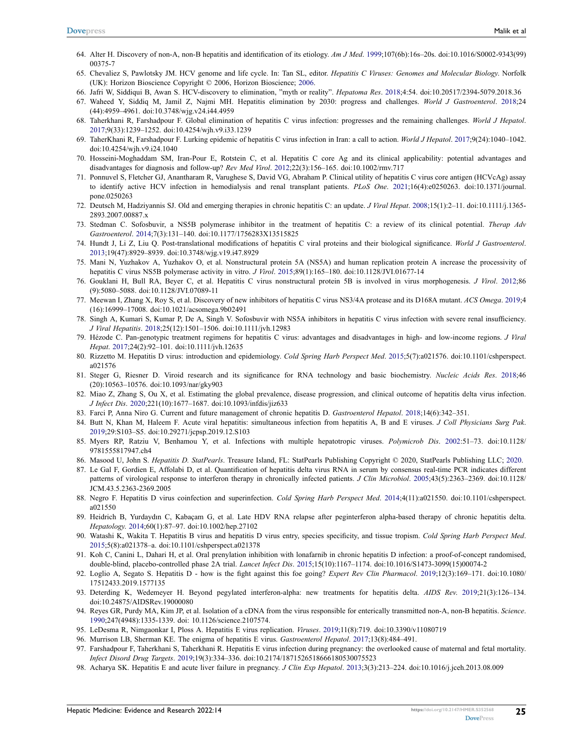64. Alter H. Discovery of non-A, non-B hepatitis and identification of its etiology. *Am J Med*. 1999;107(6b):16s–20s. doi:10.1016/S0002-9343(99)00375-7
65. Chevaliez S, Pawlotsky JM. HCV genome and life cycle. In: Tan SL, editor. *Hepatitis C Viruses: Genomes and Molecular Biology*. Norfolk (UK): Horizon Bioscience Copyright © 2006, Horizon Bioscience; 2006.
66. Jafri W, Siddiqui B, Awan S. HCV-discovery to elimination, "myth or reality". *Hepatoma Res*. 2018;4:54. doi:10.20517/2394-5079.2018.36
67. Waheed Y, Siddiq M, Jamil Z, Najmi MH. Hepatitis elimination by 2030: progress and challenges. *World J Gastroenterol*. 2018;24(44):4959–4961. doi:10.3748/wjg.v24.i44.4959
68. Taherkhani R, Farshadpour F. Global elimination of hepatitis C virus infection: progresses and the remaining challenges. *World J Hepatol*. 2017;9(33):1239–1252. doi:10.4254/wjh.v9.i33.1239
69. TaherKhani R, Farshadpour F. Lurking epidemic of hepatitis C virus infection in Iran: a call to action. *World J Hepatol*. 2017;9(24):1040–1042. doi:10.4254/wjh.v9.i24.1040
70. Hosseini-Moghaddam SM, Iran-Pour E, Rotstein C, et al. Hepatitis C core Ag and its clinical applicability: potential advantages and disadvantages for diagnosis and follow-up? *Rev Med Virol*. 2012;22(3):156–165. doi:10.1002/rmv.717
71. Ponnuvel S, Fletcher GJ, Anantharam R, Varughese S, David VG, Abraham P. Clinical utility of hepatitis C virus core antigen (HCVcAg) assay to identify active HCV infection in hemodialysis and renal transplant patients. *PLoS One*. 2021;16(4):e0250263. doi:10.1371/journal.pone.0250263
72. Deutsch M, Hadziyannis SJ. Old and emerging therapies in chronic hepatitis C: an update. *J Viral Hepat*. 2008;15(1):2–11. doi:10.1111/j.1365-2893.2007.00887.x
73. Stedman C. Sofosbuvir, a NS5B polymerase inhibitor in the treatment of hepatitis C: a review of its clinical potential. *Therap Adv Gastroenterol*. 2014;7(3):131–140. doi:10.1177/1756283X13515825
74. Hundt J, Li Z, Liu Q. Post-translational modifications of hepatitis C viral proteins and their biological significance. *World J Gastroenterol*. 2013;19(47):8929–8939. doi:10.3748/wjg.v19.i47.8929
75. Mani N, Yuzhakov A, Yuzhakov O, et al. Nonstructural protein 5A (NS5A) and human replication protein A increase the processivity of hepatitis C virus NS5B polymerase activity in vitro. *J Virol*. 2015;89(1):165–180. doi:10.1128/JVI.01677-14
76. Gouklani H, Bull RA, Beyer C, et al. Hepatitis C virus nonstructural protein 5B is involved in virus morphogenesis. *J Virol*. 2012;86(9):5080–5088. doi:10.1128/JVI.07089-11
77. Meewan I, Zhang X, Roy S, et al. Discovery of new inhibitors of hepatitis C virus NS3/4A protease and its D168A mutant. *ACS Omega*. 2019;4(16):16999–17008. doi:10.1021/acsomega.9b02491
78. Singh A, Kumari S, Kumar P, De A, Singh V. Sofosbuvir with NS5A inhibitors in hepatitis C virus infection with severe renal insufficiency. *J Viral Hepatitis*. 2018;25(12):1501–1506. doi:10.1111/jvh.12983
79. Hézode C. Pan-genotypic treatment regimens for hepatitis C virus: advantages and disadvantages in high- and low-income regions. *J Viral Hepat*. 2017;24(2):92–101. doi:10.1111/jvh.12635
80. Rizzetto M. Hepatitis D virus: introduction and epidemiology. *Cold Spring Harb Perspect Med*. 2015;5(7):a021576. doi:10.1101/cshperspect.a021576
81. Steger G, Riesner D. Viroid research and its significance for RNA technology and basic biochemistry. *Nucleic Acids Res*. 2018;46(20):10563–10576. doi:10.1093/nar/gky903
82. Miao Z, Zhang S, Ou X, et al. Estimating the global prevalence, disease progression, and clinical outcome of hepatitis delta virus infection. *J Infect Dis*. 2020;221(10):1677–1687. doi:10.1093/infdis/jiz633
83. Farci P, Anna Niro G. Current and future management of chronic hepatitis D. *Gastroenterol Hepatol*. 2018;14(6):342–351.
84. Butt N, Khan M, Haleem F. Acute viral hepatitis: simultaneous infection from hepatitis A, B and E viruses. *J Coll Physicians Surg Pak*. 2019;29:S103–S5. doi:10.29271/jcpsp.2019.12.S103
85. Myers RP, Ratziu V, Benhamou Y, et al. Infections with multiple hepatotropic viruses. *Polymicrob Dis*. 2002:51–73. doi:10.1128/9781555817947.ch4
86. Masood U, John S. *Hepatitis D. StatPearls*. Treasure Island, FL: StatPearls Publishing Copyright © 2020, StatPearls Publishing LLC; 2020.
87. Le Gal F, Gordien E, Affolabi D, et al. Quantification of hepatitis delta virus RNA in serum by consensus real-time PCR indicates different patterns of virological response to interferon therapy in chronically infected patients. *J Clin Microbiol*. 2005;43(5):2363–2369. doi:10.1128/JCM.43.5.2363-2369.2005
88. Negro F. Hepatitis D virus coinfection and superinfection. *Cold Spring Harb Perspect Med*. 2014;4(11):a021550. doi:10.1101/cshperspect.a021550
89. Heidrich B, Yurdaydın C, Kabaçam G, et al. Late HDV RNA relapse after peginterferon alpha-based therapy of chronic hepatitis delta. *Hepatology*. 2014;60(1):87–97. doi:10.1002/hep.27102
90. Watashi K, Wakita T. Hepatitis B virus and hepatitis D virus entry, species specificity, and tissue tropism. *Cold Spring Harb Perspect Med*. 2015;5(8):a021378–a. doi:10.1101/cshperspect.a021378
91. Koh C, Canini L, Dahari H, et al. Oral prenylation inhibition with lonafarnib in chronic hepatitis D infection: a proof-of-concept randomised, double-blind, placebo-controlled phase 2A trial. *Lancet Infect Dis*. 2015;15(10):1167–1174. doi:10.1016/S1473-3099(15)00074-2
92. Loglio A, Segato S. Hepatitis D - how is the fight against this foe going? *Expert Rev Clin Pharmacol*. 2019;12(3):169–171. doi:10.1080/17512433.2019.1577135
93. Deterding K, Wedemeyer H. Beyond pegylated interferon-alpha: new treatments for hepatitis delta. *AIDS Rev*. 2019;21(3):126–134. doi:10.24875/AIDSRev.19000080
94. Reyes GR, Purdy MA, Kim JP, et al. Isolation of a cDNA from the virus responsible for enterically transmitted non-A, non-B hepatitis. *Science*. 1990;247(4948):1335-1339. doi: 10.1126/science.2107574.
95. LeDesma R, Nimgaonkar I, Ploss A. Hepatitis E virus replication. *Viruses*. 2019;11(8):719. doi:10.3390/v11080719
96. Murrison LB, Sherman KE. The enigma of hepatitis E virus. *Gastroenterol Hepatol*. 2017;13(8):484–491.
97. Farshadpour F, Taherkhani S, Taherkhani R. Hepatitis E virus infection during pregnancy: the overlooked cause of maternal and fetal mortality. *Infect Disord Drug Targets*. 2019;19(3):334–336. doi:10.2174/1871526518666180530075523
98. Acharya SK. Hepatitis E and acute liver failure in pregnancy. *J Clin Exp Hepatol*. 2013;3(3):213–224. doi:10.1016/j.jceh.2013.08.009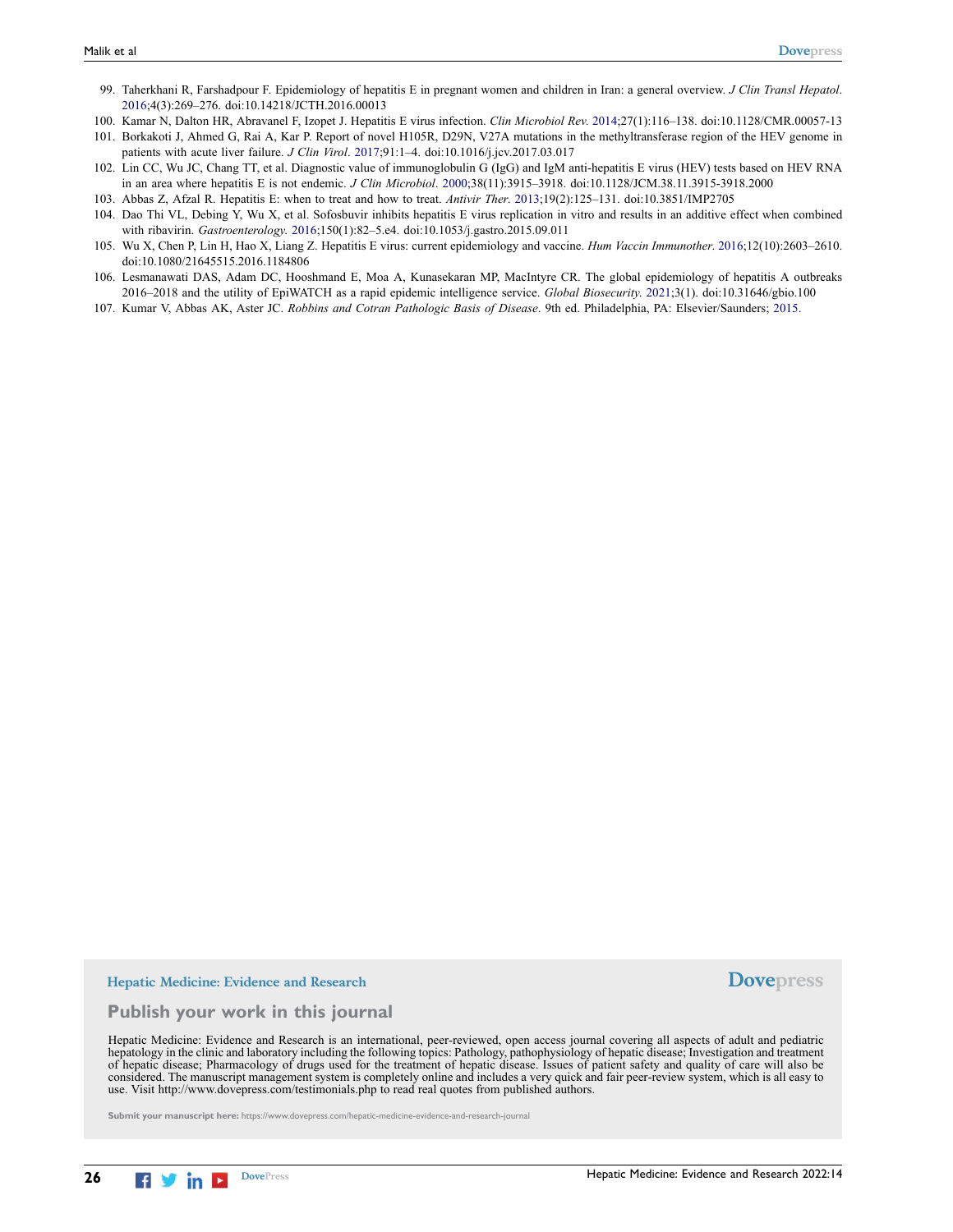99. Taherkhani R, Farshadpour F. Epidemiology of hepatitis E in pregnant women and children in Iran: a general overview. *J Clin Transl Hepatol*. 2016;4(3):269–276. doi:10.14218/JCTH.2016.00013
100. Kamar N, Dalton HR, Abravanel F, Izopet J. Hepatitis E virus infection. *Clin Microbiol Rev*. 2014;27(1):116–138. doi:10.1128/CMR.00057-13
101. Borkakoti J, Ahmed G, Rai A, Kar P. Report of novel H105R, D29N, V27A mutations in the methyltransferase region of the HEV genome in patients with acute liver failure. *J Clin Virol*. 2017;91:1–4. doi:10.1016/j.jcv.2017.03.017
102. Lin CC, Wu JC, Chang TT, et al. Diagnostic value of immunoglobulin G (IgG) and IgM anti-hepatitis E virus (HEV) tests based on HEV RNA in an area where hepatitis E is not endemic. *J Clin Microbiol*. 2000;38(11):3915–3918. doi:10.1128/JCM.38.11.3915-3918.2000
103. Abbas Z, Afzal R. Hepatitis E: when to treat and how to treat. *Antivir Ther*. 2013;19(2):125–131. doi:10.3851/IMP2705
104. Dao Thi VL, Debing Y, Wu X, et al. Sofosbuvir inhibits hepatitis E virus replication in vitro and results in an additive effect when combined with ribavirin. *Gastroenterology*. 2016;150(1):82–5.e4. doi:10.1053/j.gastro.2015.09.011
105. Wu X, Chen P, Lin H, Hao X, Liang Z. Hepatitis E virus: current epidemiology and vaccine. *Hum Vaccin Immunother*. 2016;12(10):2603–2610. doi:10.1080/21645515.2016.1184806
106. Lesmanawati DAS, Adam DC, Hooshmand E, Moa A, Kunasekaran MP, MacIntyre CR. The global epidemiology of hepatitis A outbreaks 2016–2018 and the utility of EpiWATCH as a rapid epidemic intelligence service. *Global Biosecurity*. 2021;3(1). doi:10.31646/gbio.100
107. Kumar V, Abbas AK, Aster JC. *Robbins and Cotran Pathologic Basis of Disease*. 9th ed. Philadelphia, PA: Elsevier/Saunders; 2015.

**Hepatic Medicine: Evidence and Research**

**Dovepress**

## Publish your work in this journal

Hepatic Medicine: Evidence and Research is an international, peer-reviewed, open access journal covering all aspects of adult and pediatric hepatology in the clinic and laboratory including the following topics: Pathology, pathophysiology of hepatic disease; Investigation and treatment of hepatic disease; Pharmacology of drugs used for the treatment of hepatic disease. Issues of patient safety and quality of care will also be considered. The manuscript management system is completely online and includes a very quick and fair peer-review system, which is all easy to use. Visit http://www.dovepress.com/testimonials.php to read real quotes from published authors.

**Submit your manuscript here:** https://www.dovepress.com/hepatic-medicine-evidence-and-research-journal